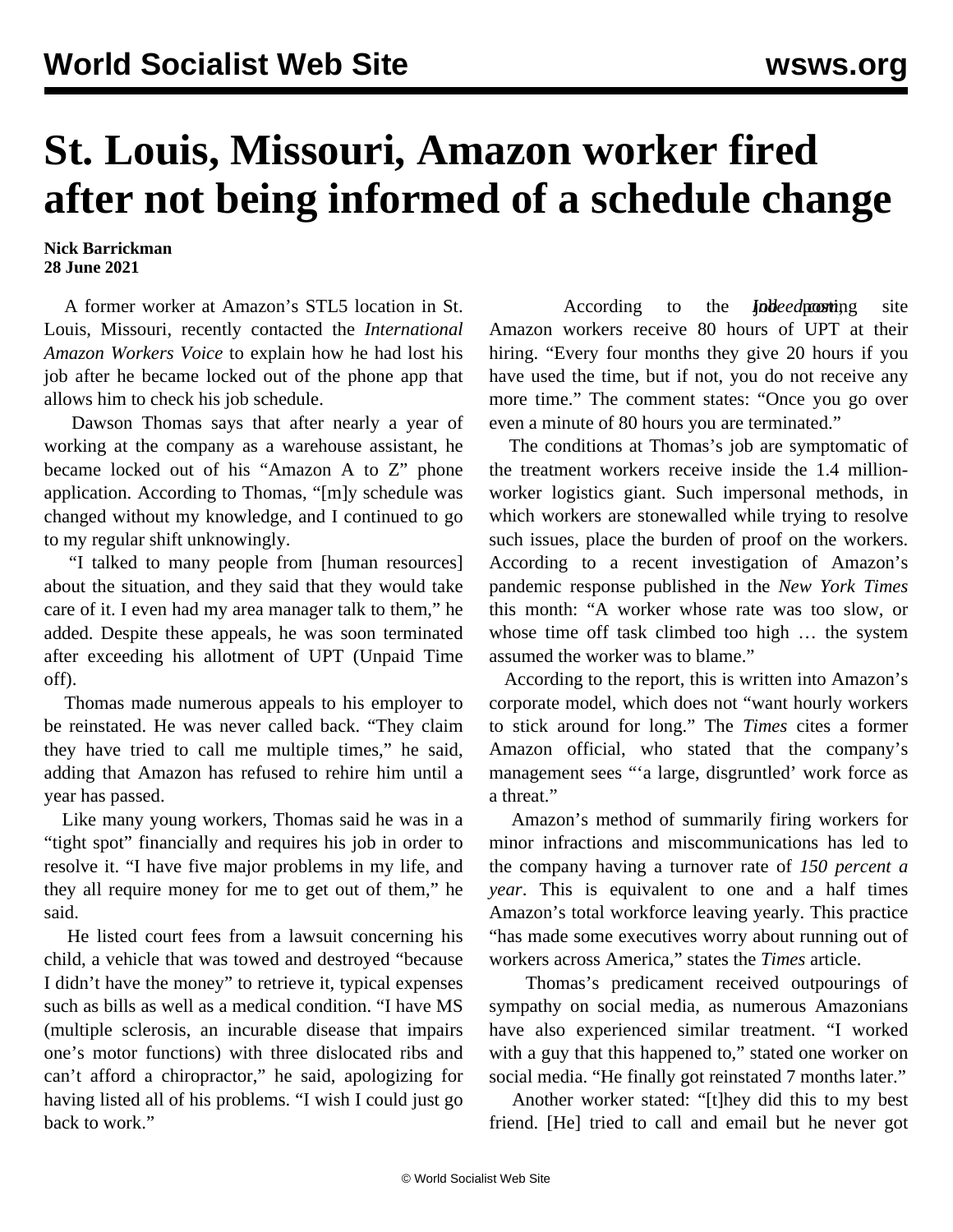# St. Louis, Missouri, Amazon worker fired after not being informed of a schedule change

**Nick Barrickman**
**28 June 2021**

A former worker at Amazon's STL5 location in St. Louis, Missouri, recently contacted the *International Amazon Workers Voice* to explain how he had lost his job after he became locked out of the phone app that allows him to check his job schedule.

Dawson Thomas says that after nearly a year of working at the company as a warehouse assistant, he became locked out of his "Amazon A to Z" phone application. According to Thomas, "[m]y schedule was changed without my knowledge, and I continued to go to my regular shift unknowingly.

"I talked to many people from [human resources] about the situation, and they said that they would take care of it. I even had my area manager talk to them," he added. Despite these appeals, he was soon terminated after exceeding his allotment of UPT (Unpaid Time off).

Thomas made numerous appeals to his employer to be reinstated. He was never called back. "They claim they have tried to call me multiple times," he said, adding that Amazon has refused to rehire him until a year has passed.

Like many young workers, Thomas said he was in a "tight spot" financially and requires his job in order to resolve it. "I have five major problems in my life, and they all require money for me to get out of them," he said.

He listed court fees from a lawsuit concerning his child, a vehicle that was towed and destroyed "because I didn't have the money" to retrieve it, typical expenses such as bills as well as a medical condition. "I have MS (multiple sclerosis, an incurable disease that impairs one's motor functions) with three dislocated ribs and can't afford a chiropractor," he said, apologizing for having listed all of his problems. "I wish I could just go back to work."

According to the *Indeed* job posting site Amazon workers receive 80 hours of UPT at their hiring. "Every four months they give 20 hours if you have used the time, but if not, you do not receive any more time." The comment states: "Once you go over even a minute of 80 hours you are terminated."

The conditions at Thomas's job are symptomatic of the treatment workers receive inside the 1.4 million-worker logistics giant. Such impersonal methods, in which workers are stonewalled while trying to resolve such issues, place the burden of proof on the workers. According to a recent investigation of Amazon's pandemic response published in the *New York Times* this month: "A worker whose rate was too slow, or whose time off task climbed too high … the system assumed the worker was to blame."

According to the report, this is written into Amazon's corporate model, which does not "want hourly workers to stick around for long." The *Times* cites a former Amazon official, who stated that the company's management sees "'a large, disgruntled' work force as a threat."

Amazon's method of summarily firing workers for minor infractions and miscommunications has led to the company having a turnover rate of *150 percent a year*. This is equivalent to one and a half times Amazon's total workforce leaving yearly. This practice "has made some executives worry about running out of workers across America," states the *Times* article.

Thomas's predicament received outpourings of sympathy on social media, as numerous Amazonians have also experienced similar treatment. "I worked with a guy that this happened to," stated one worker on social media. "He finally got reinstated 7 months later."

Another worker stated: "[t]hey did this to my best friend. [He] tried to call and email but he never got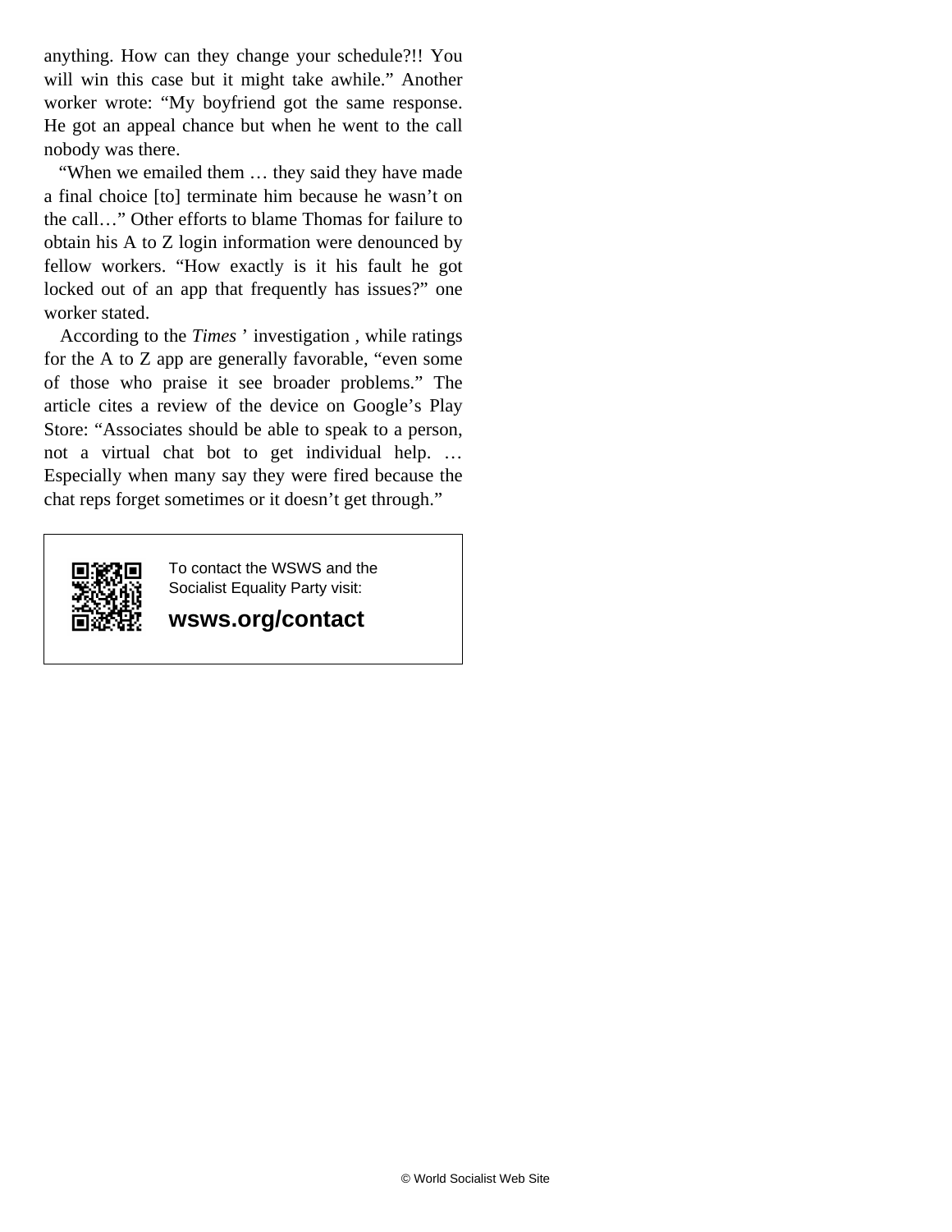anything. How can they change your schedule?!! You will win this case but it might take awhile." Another worker wrote: "My boyfriend got the same response. He got an appeal chance but when he went to the call nobody was there.

"When we emailed them … they said they have made a final choice [to] terminate him because he wasn't on the call…" Other efforts to blame Thomas for failure to obtain his A to Z login information were denounced by fellow workers. "How exactly is it his fault he got locked out of an app that frequently has issues?" one worker stated.

According to the *Times* ' investigation , while ratings for the A to Z app are generally favorable, "even some of those who praise it see broader problems." The article cites a review of the device on Google's Play Store: "Associates should be able to speak to a person, not a virtual chat bot to get individual help. … Especially when many say they were fired because the chat reps forget sometimes or it doesn't get through."

To contact the WSWS and the Socialist Equality Party visit:

**wsws.org/contact**

© World Socialist Web Site